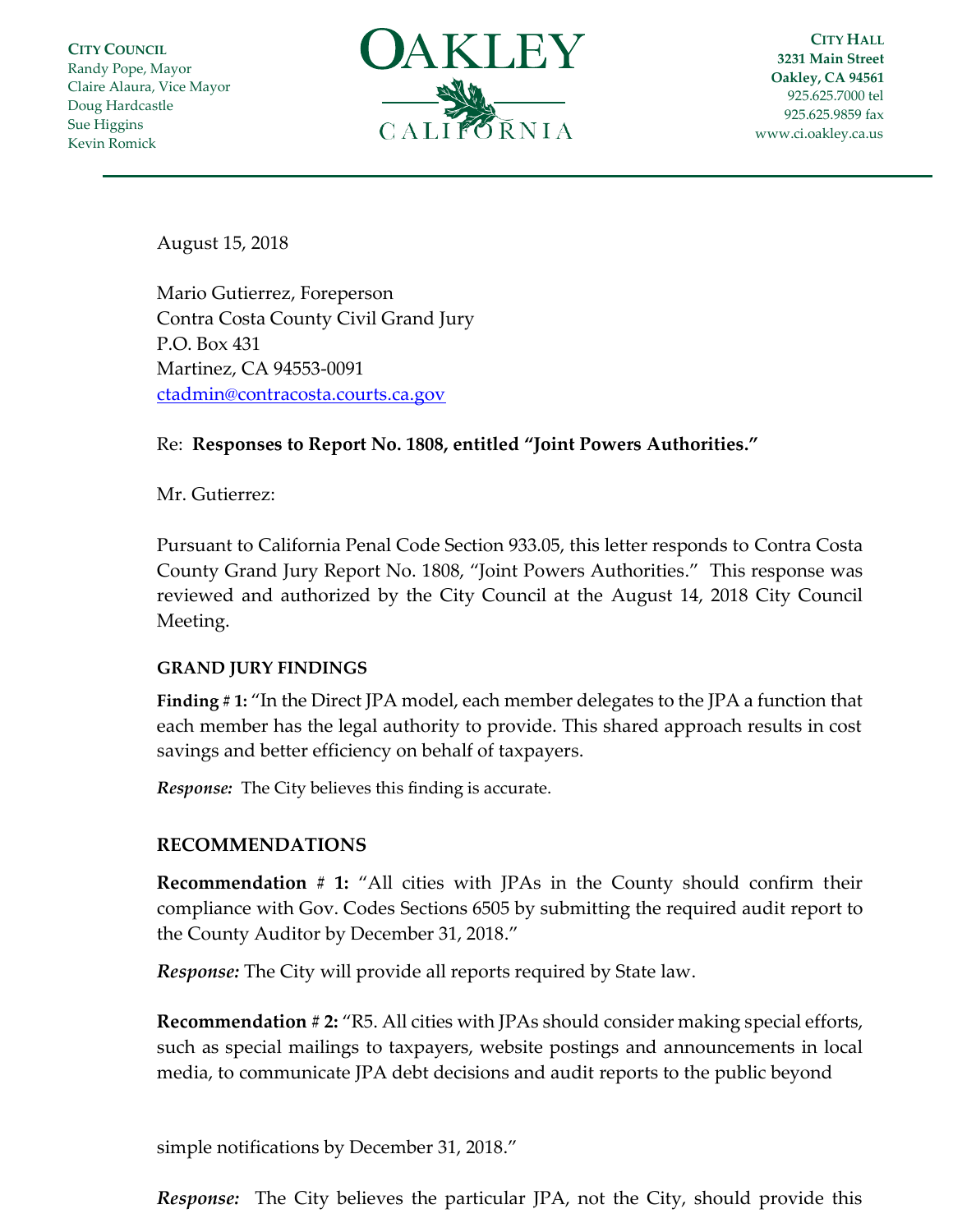**CITY COUNCIL**
Randy Pope, Mayor
Claire Alaura, Vice Mayor
Doug Hardcastle
Sue Higgins
Kevin Romick

# OAKLEY
CALIFORNIA

**CITY HALL**
**3231 Main Street**
**Oakley, CA 94561**
925.625.7000 tel
925.625.9859 fax
www.ci.oakley.ca.us

---

August 15, 2018

Mario Gutierrez, Foreperson
Contra Costa County Civil Grand Jury
P.O. Box 431
Martinez, CA 94553-0091
ctadmin@contracosta.courts.ca.gov

Re: **Responses to Report No. 1808, entitled "Joint Powers Authorities."**

Mr. Gutierrez:

Pursuant to California Penal Code Section 933.05, this letter responds to Contra Costa County Grand Jury Report No. 1808, "Joint Powers Authorities." This response was reviewed and authorized by the City Council at the August 14, 2018 City Council Meeting.

**GRAND JURY FINDINGS**

**Finding # 1:** "In the Direct JPA model, each member delegates to the JPA a function that each member has the legal authority to provide. This shared approach results in cost savings and better efficiency on behalf of taxpayers.

***Response:*** The City believes this finding is accurate.

**RECOMMENDATIONS**

**Recommendation # 1:** "All cities with JPAs in the County should confirm their compliance with Gov. Codes Sections 6505 by submitting the required audit report to the County Auditor by December 31, 2018."

***Response:*** The City will provide all reports required by State law.

**Recommendation # 2:** "R5. All cities with JPAs should consider making special efforts, such as special mailings to taxpayers, website postings and announcements in local media, to communicate JPA debt decisions and audit reports to the public beyond simple notifications by December 31, 2018."

***Response:*** The City believes the particular JPA, not the City, should provide this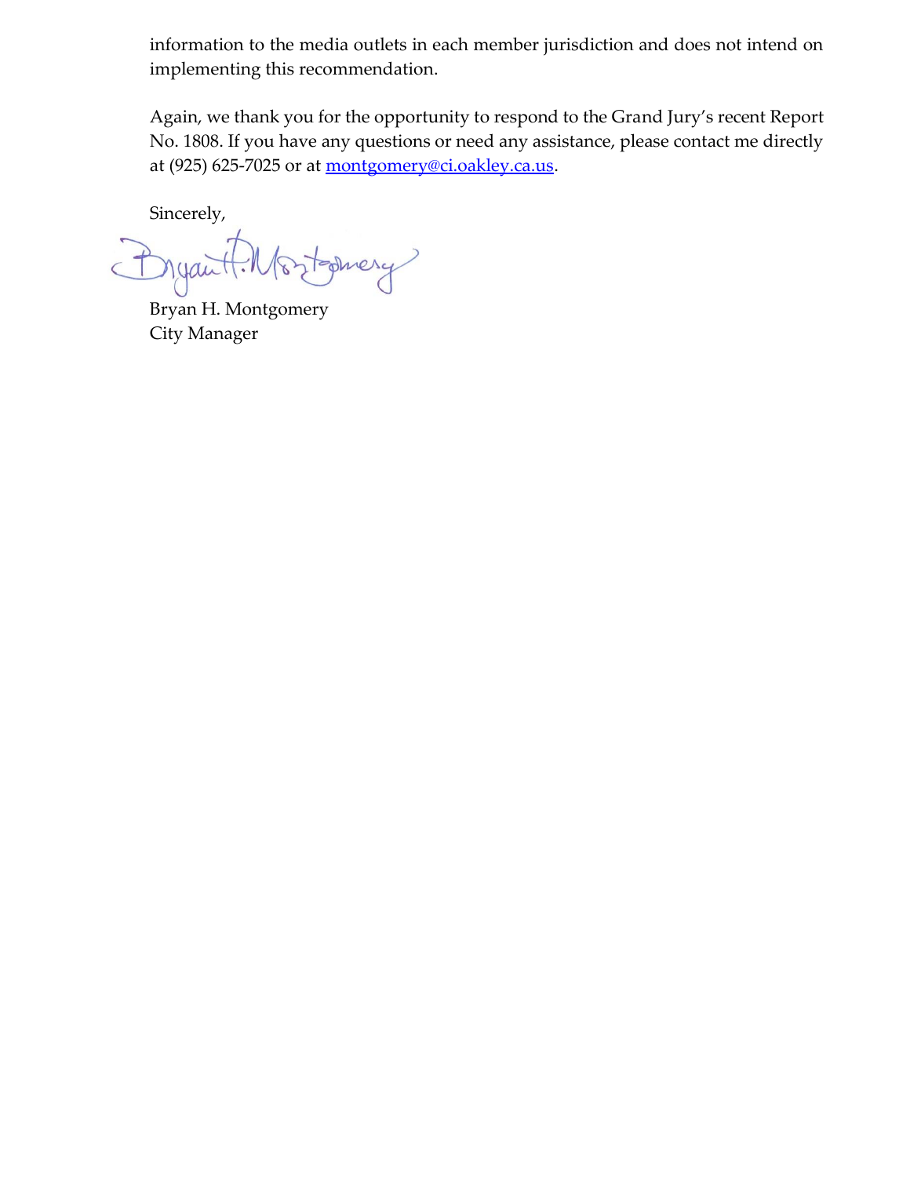information to the media outlets in each member jurisdiction and does not intend on implementing this recommendation.

Again, we thank you for the opportunity to respond to the Grand Jury's recent Report No. 1808. If you have any questions or need any assistance, please contact me directly at (925) 625-7025 or at montgomery@ci.oakley.ca.us.

Sincerely,

Bryan H. Montgomery
City Manager